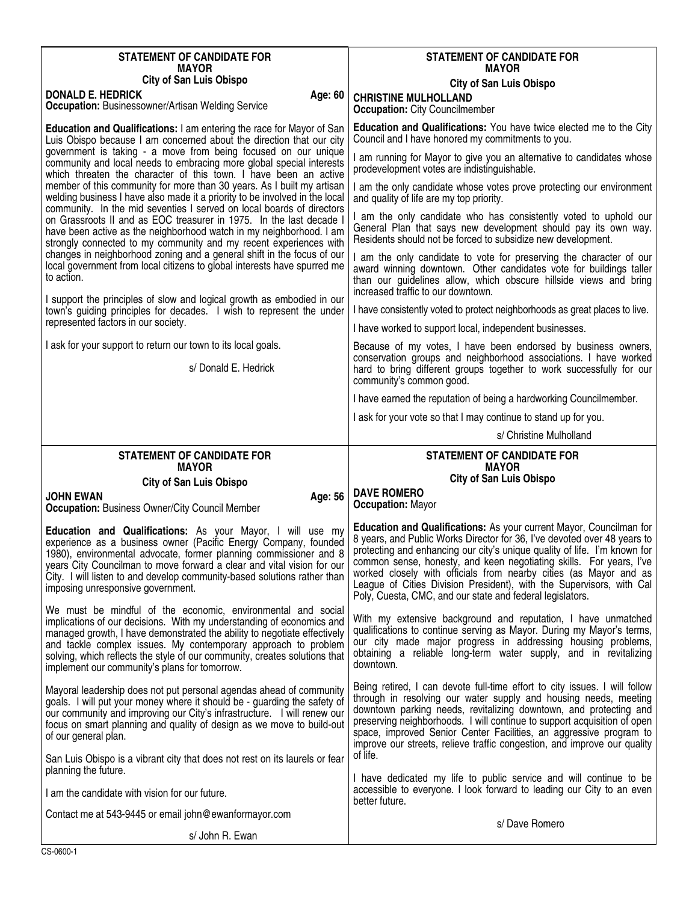## STATEMENT OF CANDIDATE FOR MAYOR

### City of San Luis Obispo

**DONALD E. HEDRICK** — **Age: 60**

**Occupation:** Businessowner/Artisan Welding Service

**Education and Qualifications:** I am entering the race for Mayor of San Luis Obispo because I am concerned about the direction that our city government is taking - a move from being focused on our unique community and local needs to embracing more global special interests which threaten the character of this town. I have been an active member of this community for more than 30 years. As I built my artisan welding business I have also made it a priority to be involved in the local community. In the mid seventies I served on local boards of directors on Grassroots II and as EOC treasurer in 1975. In the last decade I have been active as the neighborhood watch in my neighborhood. I am strongly connected to my community and my recent experiences with changes in neighborhood zoning and a general shift in the focus of our local government from local citizens to global interests have spurred me to action.

I support the principles of slow and logical growth as embodied in our town's guiding principles for decades. I wish to represent the under represented factors in our society.

I ask for your support to return our town to its local goals.

s/ Donald E. Hedrick

## STATEMENT OF CANDIDATE FOR MAYOR

### City of San Luis Obispo

**CHRISTINE MULHOLLAND**

**Occupation:** City Councilmember

**Education and Qualifications:** You have twice elected me to the City Council and I have honored my commitments to you.

I am running for Mayor to give you an alternative to candidates whose prodevelopment votes are indistinguishable.

I am the only candidate whose votes prove protecting our environment and quality of life are my top priority.

I am the only candidate who has consistently voted to uphold our General Plan that says new development should pay its own way. Residents should not be forced to subsidize new development.

I am the only candidate to vote for preserving the character of our award winning downtown. Other candidates vote for buildings taller than our guidelines allow, which obscure hillside views and bring increased traffic to our downtown.

I have consistently voted to protect neighborhoods as great places to live.

I have worked to support local, independent businesses.

Because of my votes, I have been endorsed by business owners, conservation groups and neighborhood associations. I have worked hard to bring different groups together to work successfully for our community's common good.

I have earned the reputation of being a hardworking Councilmember.

I ask for your vote so that I may continue to stand up for you.

s/ Christine Mulholland

## STATEMENT OF CANDIDATE FOR MAYOR

### City of San Luis Obispo

**JOHN EWAN** — **Age: 56**

**Occupation:** Business Owner/City Council Member

**Education and Qualifications:** As your Mayor, I will use my experience as a business owner (Pacific Energy Company, founded 1980), environmental advocate, former planning commissioner and 8 years City Councilman to move forward a clear and vital vision for our City. I will listen to and develop community-based solutions rather than imposing unresponsive government.

We must be mindful of the economic, environmental and social implications of our decisions. With my understanding of economics and managed growth, I have demonstrated the ability to negotiate effectively and tackle complex issues. My contemporary approach to problem solving, which reflects the style of our community, creates solutions that implement our community's plans for tomorrow.

Mayoral leadership does not put personal agendas ahead of community goals. I will put your money where it should be - guarding the safety of our community and improving our City's infrastructure. I will renew our focus on smart planning and quality of design as we move to build-out of our general plan.

San Luis Obispo is a vibrant city that does not rest on its laurels or fear planning the future.

I am the candidate with vision for our future.

Contact me at 543-9445 or email john@ewanformayor.com

s/ John R. Ewan

## STATEMENT OF CANDIDATE FOR MAYOR

### City of San Luis Obispo

**DAVE ROMERO**

**Occupation:** Mayor

**Education and Qualifications:** As your current Mayor, Councilman for 8 years, and Public Works Director for 36, I've devoted over 48 years to protecting and enhancing our city's unique quality of life. I'm known for common sense, honesty, and keen negotiating skills. For years, I've worked closely with officials from nearby cities (as Mayor and as League of Cities Division President), with the Supervisors, with Cal Poly, Cuesta, CMC, and our state and federal legislators.

With my extensive background and reputation, I have unmatched qualifications to continue serving as Mayor. During my Mayor's terms, our city made major progress in addressing housing problems, obtaining a reliable long-term water supply, and in revitalizing downtown.

Being retired, I can devote full-time effort to city issues. I will follow through in resolving our water supply and housing needs, meeting downtown parking needs, revitalizing downtown, and protecting and preserving neighborhoods. I will continue to support acquisition of open space, improved Senior Center Facilities, an aggressive program to improve our streets, relieve traffic congestion, and improve our quality of life.

I have dedicated my life to public service and will continue to be accessible to everyone. I look forward to leading our City to an even better future.

s/ Dave Romero

CS-0600-1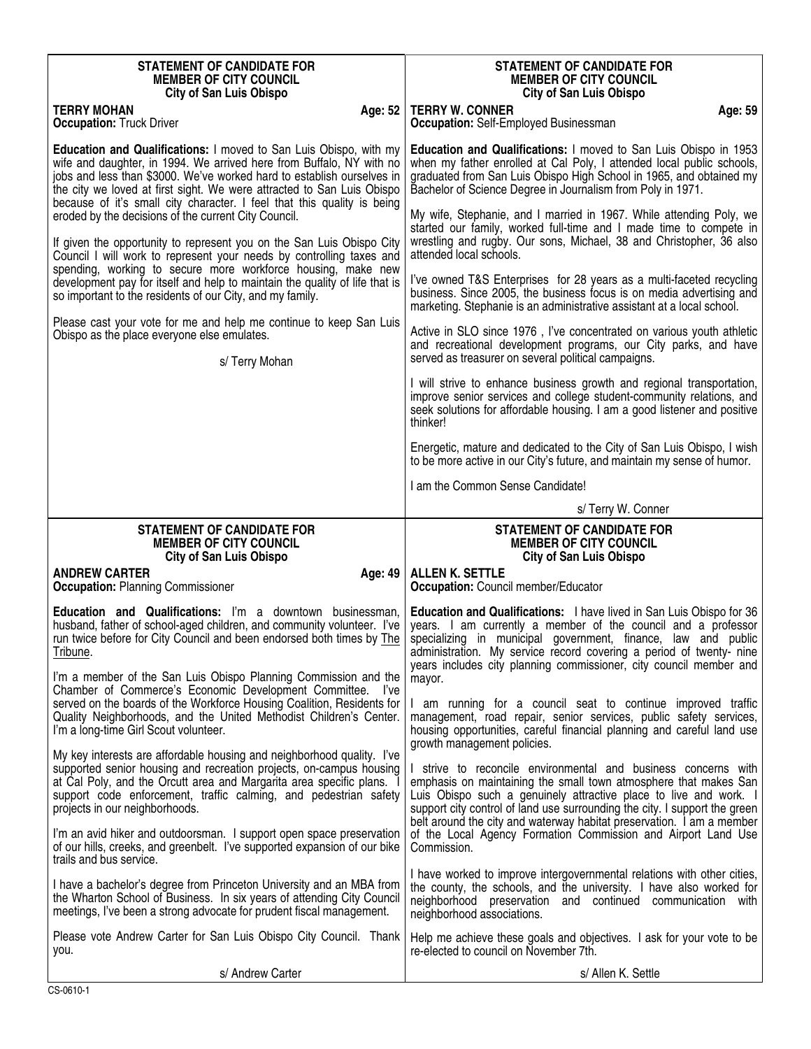## STATEMENT OF CANDIDATE FOR MEMBER OF CITY COUNCIL
### City of San Luis Obispo

**TERRY MOHAN** Age: 52
**Occupation:** Truck Driver

**Education and Qualifications:** I moved to San Luis Obispo, with my wife and daughter, in 1994. We arrived here from Buffalo, NY with no jobs and less than $3000. We've worked hard to establish ourselves in the city we loved at first sight. We were attracted to San Luis Obispo because of it's small city character. I feel that this quality is being eroded by the decisions of the current City Council.

If given the opportunity to represent you on the San Luis Obispo City Council I will work to represent your needs by controlling taxes and spending, working to secure more workforce housing, make new development pay for itself and help to maintain the quality of life that is so important to the residents of our City, and my family.

Please cast your vote for me and help me continue to keep San Luis Obispo as the place everyone else emulates.

s/ Terry Mohan

## STATEMENT OF CANDIDATE FOR MEMBER OF CITY COUNCIL
### City of San Luis Obispo

**TERRY W. CONNER** Age: 59
**Occupation:** Self-Employed Businessman

**Education and Qualifications:** I moved to San Luis Obispo in 1953 when my father enrolled at Cal Poly, I attended local public schools, graduated from San Luis Obispo High School in 1965, and obtained my Bachelor of Science Degree in Journalism from Poly in 1971.

My wife, Stephanie, and I married in 1967. While attending Poly, we started our family, worked full-time and I made time to compete in wrestling and rugby. Our sons, Michael, 38 and Christopher, 36 also attended local schools.

I've owned T&S Enterprises for 28 years as a multi-faceted recycling business. Since 2005, the business focus is on media advertising and marketing. Stephanie is an administrative assistant at a local school.

Active in SLO since 1976 , I've concentrated on various youth athletic and recreational development programs, our City parks, and have served as treasurer on several political campaigns.

I will strive to enhance business growth and regional transportation, improve senior services and college student-community relations, and seek solutions for affordable housing. I am a good listener and positive thinker!

Energetic, mature and dedicated to the City of San Luis Obispo, I wish to be more active in our City's future, and maintain my sense of humor.

I am the Common Sense Candidate!

s/ Terry W. Conner

## STATEMENT OF CANDIDATE FOR MEMBER OF CITY COUNCIL
### City of San Luis Obispo

**ANDREW CARTER** Age: 49
**Occupation:** Planning Commissioner

**Education and Qualifications:** I'm a downtown businessman, husband, father of school-aged children, and community volunteer. I've run twice before for City Council and been endorsed both times by The Tribune.

I'm a member of the San Luis Obispo Planning Commission and the Chamber of Commerce's Economic Development Committee. I've served on the boards of the Workforce Housing Coalition, Residents for Quality Neighborhoods, and the United Methodist Children's Center. I'm a long-time Girl Scout volunteer.

My key interests are affordable housing and neighborhood quality. I've supported senior housing and recreation projects, on-campus housing at Cal Poly, and the Orcutt area and Margarita area specific plans. I support code enforcement, traffic calming, and pedestrian safety projects in our neighborhoods.

I'm an avid hiker and outdoorsman. I support open space preservation of our hills, creeks, and greenbelt. I've supported expansion of our bike trails and bus service.

I have a bachelor's degree from Princeton University and an MBA from the Wharton School of Business. In six years of attending City Council meetings, I've been a strong advocate for prudent fiscal management.

Please vote Andrew Carter for San Luis Obispo City Council. Thank you.

s/ Andrew Carter

## STATEMENT OF CANDIDATE FOR MEMBER OF CITY COUNCIL
### City of San Luis Obispo

**ALLEN K. SETTLE**
**Occupation:** Council member/Educator

**Education and Qualifications:** I have lived in San Luis Obispo for 36 years. I am currently a member of the council and a professor specializing in municipal government, finance, law and public administration. My service record covering a period of twenty- nine years includes city planning commissioner, city council member and mayor.

I am running for a council seat to continue improved traffic management, road repair, senior services, public safety services, housing opportunities, careful financial planning and careful land use growth management policies.

I strive to reconcile environmental and business concerns with emphasis on maintaining the small town atmosphere that makes San Luis Obispo such a genuinely attractive place to live and work. I support city control of land use surrounding the city. I support the green belt around the city and waterway habitat preservation. I am a member of the Local Agency Formation Commission and Airport Land Use Commission.

I have worked to improve intergovernmental relations with other cities, the county, the schools, and the university. I have also worked for neighborhood preservation and continued communication with neighborhood associations.

Help me achieve these goals and objectives. I ask for your vote to be re-elected to council on November 7th.

s/ Allen K. Settle

CS-0610-1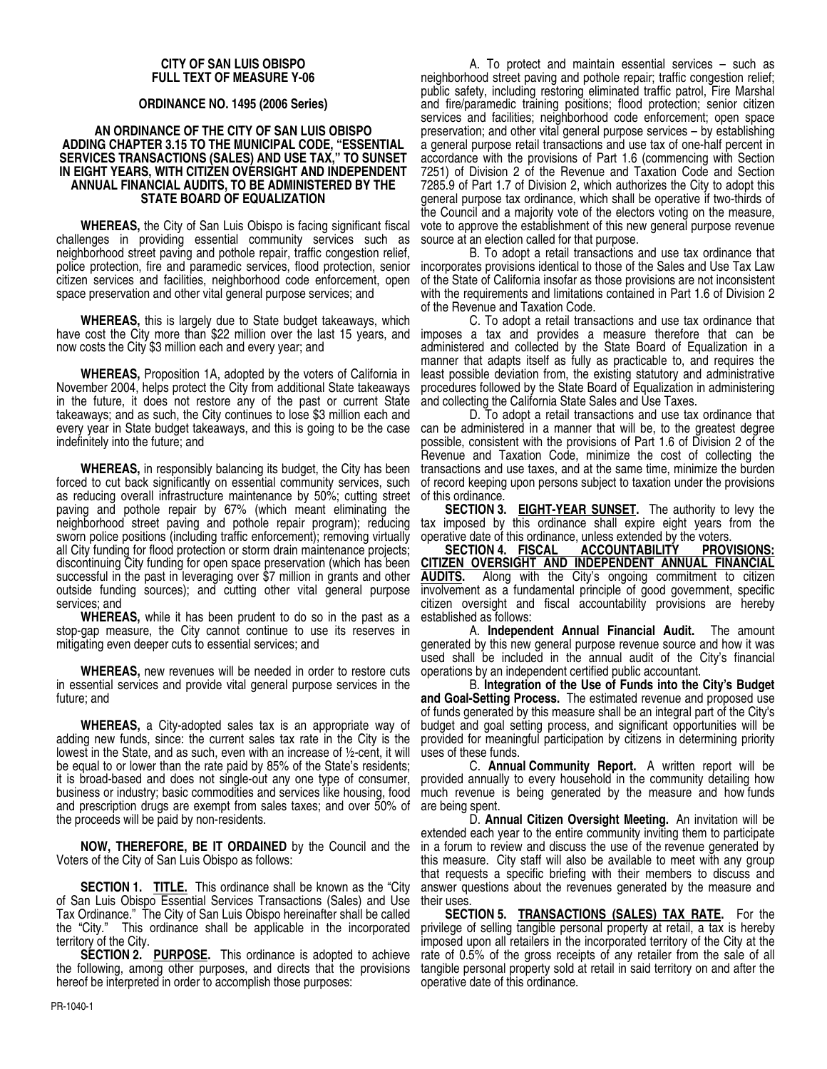**CITY OF SAN LUIS OBISPO**
**FULL TEXT OF MEASURE Y-06**

**ORDINANCE NO. 1495 (2006 Series)**

**AN ORDINANCE OF THE CITY OF SAN LUIS OBISPO ADDING CHAPTER 3.15 TO THE MUNICIPAL CODE, "ESSENTIAL SERVICES TRANSACTIONS (SALES) AND USE TAX," TO SUNSET IN EIGHT YEARS, WITH CITIZEN OVERSIGHT AND INDEPENDENT ANNUAL FINANCIAL AUDITS, TO BE ADMINISTERED BY THE STATE BOARD OF EQUALIZATION**

**WHEREAS,** the City of San Luis Obispo is facing significant fiscal challenges in providing essential community services such as neighborhood street paving and pothole repair, traffic congestion relief, police protection, fire and paramedic services, flood protection, senior citizen services and facilities, neighborhood code enforcement, open space preservation and other vital general purpose services; and

**WHEREAS,** this is largely due to State budget takeaways, which have cost the City more than $22 million over the last 15 years, and now costs the City $3 million each and every year; and

**WHEREAS,** Proposition 1A, adopted by the voters of California in November 2004, helps protect the City from additional State takeaways in the future, it does not restore any of the past or current State takeaways; and as such, the City continues to lose $3 million each and every year in State budget takeaways, and this is going to be the case indefinitely into the future; and

**WHEREAS,** in responsibly balancing its budget, the City has been forced to cut back significantly on essential community services, such as reducing overall infrastructure maintenance by 50%; cutting street paving and pothole repair by 67% (which meant eliminating the neighborhood street paving and pothole repair program); reducing sworn police positions (including traffic enforcement); removing virtually all City funding for flood protection or storm drain maintenance projects; discontinuing City funding for open space preservation (which has been successful in the past in leveraging over $7 million in grants and other outside funding sources); and cutting other vital general purpose services; and

**WHEREAS,** while it has been prudent to do so in the past as a stop-gap measure, the City cannot continue to use its reserves in mitigating even deeper cuts to essential services; and

**WHEREAS,** new revenues will be needed in order to restore cuts in essential services and provide vital general purpose services in the future; and

**WHEREAS,** a City-adopted sales tax is an appropriate way of adding new funds, since: the current sales tax rate in the City is the lowest in the State, and as such, even with an increase of ½-cent, it will be equal to or lower than the rate paid by 85% of the State's residents; it is broad-based and does not single-out any one type of consumer, business or industry; basic commodities and services like housing, food and prescription drugs are exempt from sales taxes; and over 50% of the proceeds will be paid by non-residents.

**NOW, THEREFORE, BE IT ORDAINED** by the Council and the Voters of the City of San Luis Obispo as follows:

**SECTION 1. TITLE.** This ordinance shall be known as the "City of San Luis Obispo Essential Services Transactions (Sales) and Use Tax Ordinance." The City of San Luis Obispo hereinafter shall be called the "City." This ordinance shall be applicable in the incorporated territory of the City.

**SECTION 2. PURPOSE.** This ordinance is adopted to achieve the following, among other purposes, and directs that the provisions hereof be interpreted in order to accomplish those purposes:

A. To protect and maintain essential services – such as neighborhood street paving and pothole repair; traffic congestion relief; public safety, including restoring eliminated traffic patrol, Fire Marshal and fire/paramedic training positions; flood protection; senior citizen services and facilities; neighborhood code enforcement; open space preservation; and other vital general purpose services – by establishing a general purpose retail transactions and use tax of one-half percent in accordance with the provisions of Part 1.6 (commencing with Section 7251) of Division 2 of the Revenue and Taxation Code and Section 7285.9 of Part 1.7 of Division 2, which authorizes the City to adopt this general purpose tax ordinance, which shall be operative if two-thirds of the Council and a majority vote of the electors voting on the measure, vote to approve the establishment of this new general purpose revenue source at an election called for that purpose.

B. To adopt a retail transactions and use tax ordinance that incorporates provisions identical to those of the Sales and Use Tax Law of the State of California insofar as those provisions are not inconsistent with the requirements and limitations contained in Part 1.6 of Division 2 of the Revenue and Taxation Code.

C. To adopt a retail transactions and use tax ordinance that imposes a tax and provides a measure therefore that can be administered and collected by the State Board of Equalization in a manner that adapts itself as fully as practicable to, and requires the least possible deviation from, the existing statutory and administrative procedures followed by the State Board of Equalization in administering and collecting the California State Sales and Use Taxes.

D. To adopt a retail transactions and use tax ordinance that can be administered in a manner that will be, to the greatest degree possible, consistent with the provisions of Part 1.6 of Division 2 of the Revenue and Taxation Code, minimize the cost of collecting the transactions and use taxes, and at the same time, minimize the burden of record keeping upon persons subject to taxation under the provisions of this ordinance.

**SECTION 3. EIGHT-YEAR SUNSET.** The authority to levy the tax imposed by this ordinance shall expire eight years from the operative date of this ordinance, unless extended by the voters.

**SECTION 4. FISCAL ACCOUNTABILITY PROVISIONS: CITIZEN OVERSIGHT AND INDEPENDENT ANNUAL FINANCIAL AUDITS.** Along with the City's ongoing commitment to citizen involvement as a fundamental principle of good government, specific citizen oversight and fiscal accountability provisions are hereby established as follows:

A. **Independent Annual Financial Audit.** The amount generated by this new general purpose revenue source and how it was used shall be included in the annual audit of the City's financial operations by an independent certified public accountant.

B. **Integration of the Use of Funds into the City's Budget and Goal-Setting Process.** The estimated revenue and proposed use of funds generated by this measure shall be an integral part of the City's budget and goal setting process, and significant opportunities will be provided for meaningful participation by citizens in determining priority uses of these funds.

C. **Annual Community Report.** A written report will be provided annually to every household in the community detailing how much revenue is being generated by the measure and how funds are being spent.

D. **Annual Citizen Oversight Meeting.** An invitation will be extended each year to the entire community inviting them to participate in a forum to review and discuss the use of the revenue generated by this measure. City staff will also be available to meet with any group that requests a specific briefing with their members to discuss and answer questions about the revenues generated by the measure and their uses.

**SECTION 5. TRANSACTIONS (SALES) TAX RATE.** For the privilege of selling tangible personal property at retail, a tax is hereby imposed upon all retailers in the incorporated territory of the City at the rate of 0.5% of the gross receipts of any retailer from the sale of all tangible personal property sold at retail in said territory on and after the operative date of this ordinance.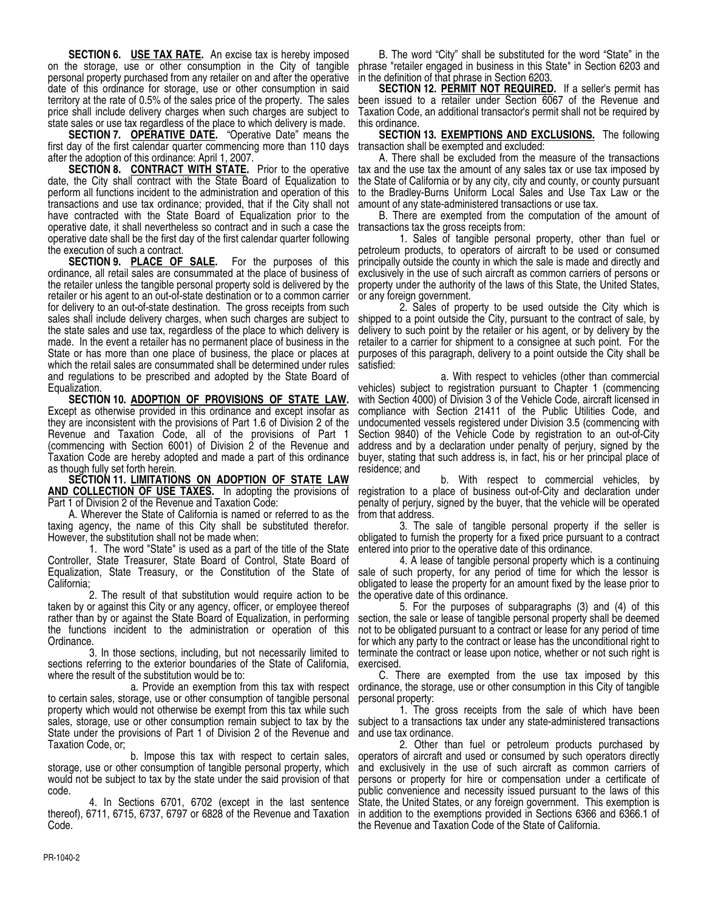**SECTION 6. USE TAX RATE.** An excise tax is hereby imposed on the storage, use or other consumption in the City of tangible personal property purchased from any retailer on and after the operative date of this ordinance for storage, use or other consumption in said territory at the rate of 0.5% of the sales price of the property. The sales price shall include delivery charges when such charges are subject to state sales or use tax regardless of the place to which delivery is made.

**SECTION 7. OPERATIVE DATE.** "Operative Date" means the first day of the first calendar quarter commencing more than 110 days after the adoption of this ordinance: April 1, 2007.

**SECTION 8. CONTRACT WITH STATE.** Prior to the operative date, the City shall contract with the State Board of Equalization to perform all functions incident to the administration and operation of this transactions and use tax ordinance; provided, that if the City shall not have contracted with the State Board of Equalization prior to the operative date, it shall nevertheless so contract and in such a case the operative date shall be the first day of the first calendar quarter following the execution of such a contract.

**SECTION 9. PLACE OF SALE.** For the purposes of this ordinance, all retail sales are consummated at the place of business of the retailer unless the tangible personal property sold is delivered by the retailer or his agent to an out-of-state destination or to a common carrier for delivery to an out-of-state destination. The gross receipts from such sales shall include delivery charges, when such charges are subject to the state sales and use tax, regardless of the place to which delivery is made. In the event a retailer has no permanent place of business in the State or has more than one place of business, the place or places at which the retail sales are consummated shall be determined under rules and regulations to be prescribed and adopted by the State Board of Equalization.

**SECTION 10. ADOPTION OF PROVISIONS OF STATE LAW.** Except as otherwise provided in this ordinance and except insofar as they are inconsistent with the provisions of Part 1.6 of Division 2 of the Revenue and Taxation Code, all of the provisions of Part 1 (commencing with Section 6001) of Division 2 of the Revenue and Taxation Code are hereby adopted and made a part of this ordinance as though fully set forth herein.

**SECTION 11. LIMITATIONS ON ADOPTION OF STATE LAW AND COLLECTION OF USE TAXES.** In adopting the provisions of Part 1 of Division 2 of the Revenue and Taxation Code:

A. Wherever the State of California is named or referred to as the taxing agency, the name of this City shall be substituted therefor. However, the substitution shall not be made when:

1. The word "State" is used as a part of the title of the State Controller, State Treasurer, State Board of Control, State Board of Equalization, State Treasury, or the Constitution of the State of California;

2. The result of that substitution would require action to be taken by or against this City or any agency, officer, or employee thereof rather than by or against the State Board of Equalization, in performing the functions incident to the administration or operation of this Ordinance.

3. In those sections, including, but not necessarily limited to sections referring to the exterior boundaries of the State of California, where the result of the substitution would be to:

a. Provide an exemption from this tax with respect to certain sales, storage, use or other consumption of tangible personal property which would not otherwise be exempt from this tax while such sales, storage, use or other consumption remain subject to tax by the State under the provisions of Part 1 of Division 2 of the Revenue and Taxation Code, or;

b. Impose this tax with respect to certain sales, storage, use or other consumption of tangible personal property, which would not be subject to tax by the state under the said provision of that code.

4. In Sections 6701, 6702 (except in the last sentence thereof), 6711, 6715, 6737, 6797 or 6828 of the Revenue and Taxation Code.

B. The word "City" shall be substituted for the word "State" in the phrase "retailer engaged in business in this State" in Section 6203 and in the definition of that phrase in Section 6203.

**SECTION 12. PERMIT NOT REQUIRED.** If a seller's permit has been issued to a retailer under Section 6067 of the Revenue and Taxation Code, an additional transactor's permit shall not be required by this ordinance.

**SECTION 13. EXEMPTIONS AND EXCLUSIONS.** The following transaction shall be exempted and excluded:

A. There shall be excluded from the measure of the transactions tax and the use tax the amount of any sales tax or use tax imposed by the State of California or by any city, city and county, or county pursuant to the Bradley-Burns Uniform Local Sales and Use Tax Law or the amount of any state-administered transactions or use tax.

B. There are exempted from the computation of the amount of transactions tax the gross receipts from:

1. Sales of tangible personal property, other than fuel or petroleum products, to operators of aircraft to be used or consumed principally outside the county in which the sale is made and directly and exclusively in the use of such aircraft as common carriers of persons or property under the authority of the laws of this State, the United States, or any foreign government.

2. Sales of property to be used outside the City which is shipped to a point outside the City, pursuant to the contract of sale, by delivery to such point by the retailer or his agent, or by delivery by the retailer to a carrier for shipment to a consignee at such point. For the purposes of this paragraph, delivery to a point outside the City shall be satisfied:

a. With respect to vehicles (other than commercial vehicles) subject to registration pursuant to Chapter 1 (commencing with Section 4000) of Division 3 of the Vehicle Code, aircraft licensed in compliance with Section 21411 of the Public Utilities Code, and undocumented vessels registered under Division 3.5 (commencing with Section 9840) of the Vehicle Code by registration to an out-of-City address and by a declaration under penalty of perjury, signed by the buyer, stating that such address is, in fact, his or her principal place of residence; and

b. With respect to commercial vehicles, by registration to a place of business out-of-City and declaration under penalty of perjury, signed by the buyer, that the vehicle will be operated from that address.

3. The sale of tangible personal property if the seller is obligated to furnish the property for a fixed price pursuant to a contract entered into prior to the operative date of this ordinance.

4. A lease of tangible personal property which is a continuing sale of such property, for any period of time for which the lessor is obligated to lease the property for an amount fixed by the lease prior to the operative date of this ordinance.

5. For the purposes of subparagraphs (3) and (4) of this section, the sale or lease of tangible personal property shall be deemed not to be obligated pursuant to a contract or lease for any period of time for which any party to the contract or lease has the unconditional right to terminate the contract or lease upon notice, whether or not such right is exercised.

C. There are exempted from the use tax imposed by this ordinance, the storage, use or other consumption in this City of tangible personal property:

1. The gross receipts from the sale of which have been subject to a transactions tax under any state-administered transactions and use tax ordinance.

2. Other than fuel or petroleum products purchased by operators of aircraft and used or consumed by such operators directly and exclusively in the use of such aircraft as common carriers of persons or property for hire or compensation under a certificate of public convenience and necessity issued pursuant to the laws of this State, the United States, or any foreign government. This exemption is in addition to the exemptions provided in Sections 6366 and 6366.1 of the Revenue and Taxation Code of the State of California.

PR-1040-2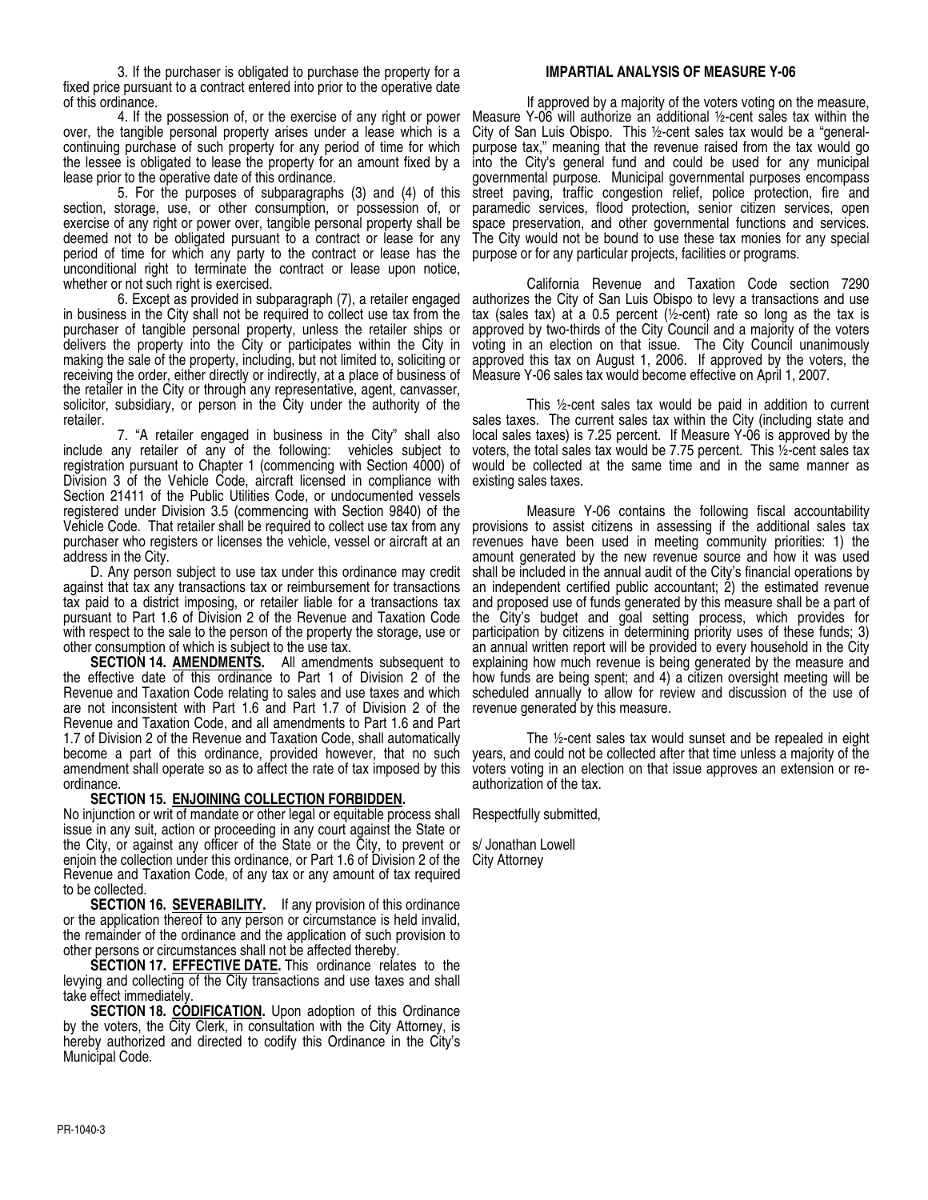3. If the purchaser is obligated to purchase the property for a fixed price pursuant to a contract entered into prior to the operative date of this ordinance.

4. If the possession of, or the exercise of any right or power over, the tangible personal property arises under a lease which is a continuing purchase of such property for any period of time for which the lessee is obligated to lease the property for an amount fixed by a lease prior to the operative date of this ordinance.

5. For the purposes of subparagraphs (3) and (4) of this section, storage, use, or other consumption, or possession of, or exercise of any right or power over, tangible personal property shall be deemed not to be obligated pursuant to a contract or lease for any period of time for which any party to the contract or lease has the unconditional right to terminate the contract or lease upon notice, whether or not such right is exercised.

6. Except as provided in subparagraph (7), a retailer engaged in business in the City shall not be required to collect use tax from the purchaser of tangible personal property, unless the retailer ships or delivers the property into the City or participates within the City in making the sale of the property, including, but not limited to, soliciting or receiving the order, either directly or indirectly, at a place of business of the retailer in the City or through any representative, agent, canvasser, solicitor, subsidiary, or person in the City under the authority of the retailer.

7. "A retailer engaged in business in the City" shall also include any retailer of any of the following: vehicles subject to registration pursuant to Chapter 1 (commencing with Section 4000) of Division 3 of the Vehicle Code, aircraft licensed in compliance with Section 21411 of the Public Utilities Code, or undocumented vessels registered under Division 3.5 (commencing with Section 9840) of the Vehicle Code. That retailer shall be required to collect use tax from any purchaser who registers or licenses the vehicle, vessel or aircraft at an address in the City.

D. Any person subject to use tax under this ordinance may credit against that tax any transactions tax or reimbursement for transactions tax paid to a district imposing, or retailer liable for a transactions tax pursuant to Part 1.6 of Division 2 of the Revenue and Taxation Code with respect to the sale to the person of the property the storage, use or other consumption of which is subject to the use tax.

**SECTION 14. AMENDMENTS.** All amendments subsequent to the effective date of this ordinance to Part 1 of Division 2 of the Revenue and Taxation Code relating to sales and use taxes and which are not inconsistent with Part 1.6 and Part 1.7 of Division 2 of the Revenue and Taxation Code, and all amendments to Part 1.6 and Part 1.7 of Division 2 of the Revenue and Taxation Code, shall automatically become a part of this ordinance, provided however, that no such amendment shall operate so as to affect the rate of tax imposed by this ordinance.

**SECTION 15. ENJOINING COLLECTION FORBIDDEN.** No injunction or writ of mandate or other legal or equitable process shall issue in any suit, action or proceeding in any court against the State or the City, or against any officer of the State or the City, to prevent or enjoin the collection under this ordinance, or Part 1.6 of Division 2 of the Revenue and Taxation Code, of any tax or any amount of tax required to be collected.

**SECTION 16. SEVERABILITY.** If any provision of this ordinance or the application thereof to any person or circumstance is held invalid, the remainder of the ordinance and the application of such provision to other persons or circumstances shall not be affected thereby.

**SECTION 17. EFFECTIVE DATE.** This ordinance relates to the levying and collecting of the City transactions and use taxes and shall take effect immediately.

**SECTION 18. CODIFICATION.** Upon adoption of this Ordinance by the voters, the City Clerk, in consultation with the City Attorney, is hereby authorized and directed to codify this Ordinance in the City's Municipal Code.

## IMPARTIAL ANALYSIS OF MEASURE Y-06

If approved by a majority of the voters voting on the measure, Measure Y-06 will authorize an additional ½-cent sales tax within the City of San Luis Obispo. This ½-cent sales tax would be a "general-purpose tax," meaning that the revenue raised from the tax would go into the City's general fund and could be used for any municipal governmental purpose. Municipal governmental purposes encompass street paving, traffic congestion relief, police protection, fire and paramedic services, flood protection, senior citizen services, open space preservation, and other governmental functions and services. The City would not be bound to use these tax monies for any special purpose or for any particular projects, facilities or programs.

California Revenue and Taxation Code section 7290 authorizes the City of San Luis Obispo to levy a transactions and use tax (sales tax) at a 0.5 percent (½-cent) rate so long as the tax is approved by two-thirds of the City Council and a majority of the voters voting in an election on that issue. The City Council unanimously approved this tax on August 1, 2006. If approved by the voters, the Measure Y-06 sales tax would become effective on April 1, 2007.

This ½-cent sales tax would be paid in addition to current sales taxes. The current sales tax within the City (including state and local sales taxes) is 7.25 percent. If Measure Y-06 is approved by the voters, the total sales tax would be 7.75 percent. This ½-cent sales tax would be collected at the same time and in the same manner as existing sales taxes.

Measure Y-06 contains the following fiscal accountability provisions to assist citizens in assessing if the additional sales tax revenues have been used in meeting community priorities: 1) the amount generated by the new revenue source and how it was used shall be included in the annual audit of the City's financial operations by an independent certified public accountant; 2) the estimated revenue and proposed use of funds generated by this measure shall be a part of the City's budget and goal setting process, which provides for participation by citizens in determining priority uses of these funds; 3) an annual written report will be provided to every household in the City explaining how much revenue is being generated by the measure and how funds are being spent; and 4) a citizen oversight meeting will be scheduled annually to allow for review and discussion of the use of revenue generated by this measure.

The ½-cent sales tax would sunset and be repealed in eight years, and could not be collected after that time unless a majority of the voters voting in an election on that issue approves an extension or re-authorization of the tax.

Respectfully submitted,

s/ Jonathan Lowell
City Attorney

PR-1040-3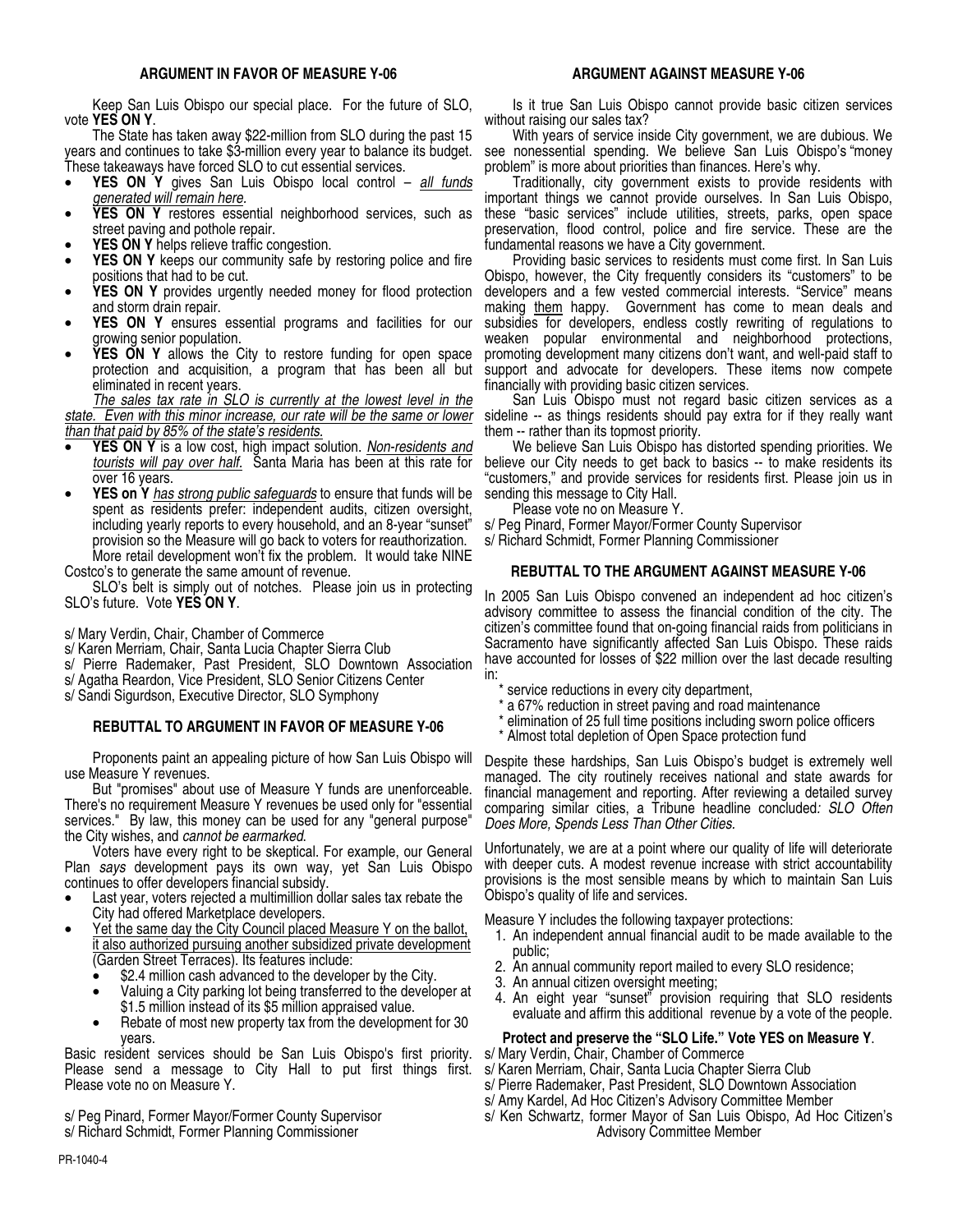## ARGUMENT IN FAVOR OF MEASURE Y-06

Keep San Luis Obispo our special place. For the future of SLO, vote **YES ON Y**.

The State has taken away $22-million from SLO during the past 15 years and continues to take $3-million every year to balance its budget. These takeaways have forced SLO to cut essential services.

- **YES ON Y** gives San Luis Obispo local control – *all funds generated will remain here*.
- **YES ON Y** restores essential neighborhood services, such as street paving and pothole repair.
- **YES ON Y** helps relieve traffic congestion.
- **YES ON Y** keeps our community safe by restoring police and fire positions that had to be cut.
- **YES ON Y** provides urgently needed money for flood protection and storm drain repair.
- **YES ON Y** ensures essential programs and facilities for our growing senior population.
- **YES ON Y** allows the City to restore funding for open space protection and acquisition, a program that has been all but eliminated in recent years.

*The sales tax rate in SLO is currently at the lowest level in the state. Even with this minor increase, our rate will be the same or lower than that paid by 85% of the state's residents.*

- **YES ON Y** is a low cost, high impact solution. *Non-residents and tourists will pay over half.* Santa Maria has been at this rate for over 16 years.
- **YES on Y** *has strong public safeguards* to ensure that funds will be spent as residents prefer: independent audits, citizen oversight, including yearly reports to every household, and an 8-year "sunset" provision so the Measure will go back to voters for reauthorization.

More retail development won't fix the problem. It would take NINE Costco's to generate the same amount of revenue.

SLO's belt is simply out of notches. Please join us in protecting SLO's future. Vote **YES ON Y**.

s/ Mary Verdin, Chair, Chamber of Commerce
s/ Karen Merriam, Chair, Santa Lucia Chapter Sierra Club
s/ Pierre Rademaker, Past President, SLO Downtown Association
s/ Agatha Reardon, Vice President, SLO Senior Citizens Center
s/ Sandi Sigurdson, Executive Director, SLO Symphony

## REBUTTAL TO ARGUMENT IN FAVOR OF MEASURE Y-06

Proponents paint an appealing picture of how San Luis Obispo will use Measure Y revenues.

But "promises" about use of Measure Y funds are unenforceable. There's no requirement Measure Y revenues be used only for "essential services." By law, this money can be used for any "general purpose" the City wishes, and *cannot be earmarked*.

Voters have every right to be skeptical. For example, our General Plan *says* development pays its own way, yet San Luis Obispo continues to offer developers financial subsidy.

- Last year, voters rejected a multimillion dollar sales tax rebate the City had offered Marketplace developers.
- Yet the same day the City Council placed Measure Y on the ballot, it also authorized pursuing another subsidized private development (Garden Street Terraces). Its features include:
  - $2.4 million cash advanced to the developer by the City.
  - Valuing a City parking lot being transferred to the developer at $1.5 million instead of its $5 million appraised value.
  - Rebate of most new property tax from the development for 30 years.

Basic resident services should be San Luis Obispo's first priority. Please send a message to City Hall to put first things first. Please vote no on Measure Y.

s/ Peg Pinard, Former Mayor/Former County Supervisor
s/ Richard Schmidt, Former Planning Commissioner

## ARGUMENT AGAINST MEASURE Y-06

Is it true San Luis Obispo cannot provide basic citizen services without raising our sales tax?

With years of service inside City government, we are dubious. We see nonessential spending. We believe San Luis Obispo's "money problem" is more about priorities than finances. Here's why.

Traditionally, city government exists to provide residents with important things we cannot provide ourselves. In San Luis Obispo, these "basic services" include utilities, streets, parks, open space preservation, flood control, police and fire service. These are the fundamental reasons we have a City government.

Providing basic services to residents must come first. In San Luis Obispo, however, the City frequently considers its "customers" to be developers and a few vested commercial interests. "Service" means making them happy. Government has come to mean deals and subsidies for developers, endless costly rewriting of regulations to weaken popular environmental and neighborhood protections, promoting development many citizens don't want, and well-paid staff to support and advocate for developers. These items now compete financially with providing basic citizen services.

San Luis Obispo must not regard basic citizen services as a sideline -- as things residents should pay extra for if they really want them -- rather than its topmost priority.

We believe San Luis Obispo has distorted spending priorities. We believe our City needs to get back to basics -- to make residents its "customers," and provide services for residents first. Please join us in sending this message to City Hall.

Please vote no on Measure Y.

s/ Peg Pinard, Former Mayor/Former County Supervisor
s/ Richard Schmidt, Former Planning Commissioner

## REBUTTAL TO THE ARGUMENT AGAINST MEASURE Y-06

In 2005 San Luis Obispo convened an independent ad hoc citizen's advisory committee to assess the financial condition of the city. The citizen's committee found that on-going financial raids from politicians in Sacramento have significantly affected San Luis Obispo. These raids have accounted for losses of $22 million over the last decade resulting in:

* service reductions in every city department,
* a 67% reduction in street paving and road maintenance
* elimination of 25 full time positions including sworn police officers
* Almost total depletion of Open Space protection fund

Despite these hardships, San Luis Obispo's budget is extremely well managed. The city routinely receives national and state awards for financial management and reporting. After reviewing a detailed survey comparing similar cities, a Tribune headline concluded*: SLO Often Does More, Spends Less Than Other Cities.*

Unfortunately, we are at a point where our quality of life will deteriorate with deeper cuts. A modest revenue increase with strict accountability provisions is the most sensible means by which to maintain San Luis Obispo's quality of life and services.

Measure Y includes the following taxpayer protections:

1. An independent annual financial audit to be made available to the public;
2. An annual community report mailed to every SLO residence;
3. An annual citizen oversight meeting;
4. An eight year "sunset" provision requiring that SLO residents evaluate and affirm this additional revenue by a vote of the people.

**Protect and preserve the "SLO Life." Vote YES on Measure Y**.

s/ Mary Verdin, Chair, Chamber of Commerce
s/ Karen Merriam, Chair, Santa Lucia Chapter Sierra Club
s/ Pierre Rademaker, Past President, SLO Downtown Association
s/ Amy Kardel, Ad Hoc Citizen's Advisory Committee Member
s/ Ken Schwartz, former Mayor of San Luis Obispo, Ad Hoc Citizen's Advisory Committee Member

PR-1040-4